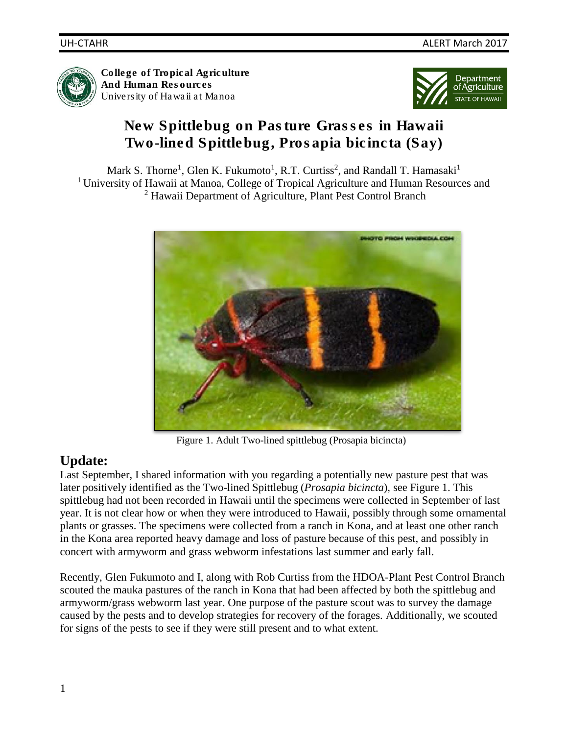**College of Tropical Agriculture**
**And Human Resources**
University of Hawaii at Manoa

Department of Agriculture
STATE OF HAWAII

# New Spittlebug on Pasture Grasses in Hawaii
# Two-lined Spittlebug, Prosapia bicincta (Say)

Mark S. Thorne[1], Glen K. Fukumoto[1], R.T. Curtiss[2], and Randall T. Hamasaki[1]
[1] University of Hawaii at Manoa, College of Tropical Agriculture and Human Resources and
[2] Hawaii Department of Agriculture, Plant Pest Control Branch

Figure 1. Adult Two-lined spittlebug (Prosapia bicincta)

## Update:

Last September, I shared information with you regarding a potentially new pasture pest that was later positively identified as the Two-lined Spittlebug (*Prosapia bicincta*), see Figure 1. This spittlebug had not been recorded in Hawaii until the specimens were collected in September of last year. It is not clear how or when they were introduced to Hawaii, possibly through some ornamental plants or grasses. The specimens were collected from a ranch in Kona, and at least one other ranch in the Kona area reported heavy damage and loss of pasture because of this pest, and possibly in concert with armyworm and grass webworm infestations last summer and early fall.

Recently, Glen Fukumoto and I, along with Rob Curtiss from the HDOA-Plant Pest Control Branch scouted the mauka pastures of the ranch in Kona that had been affected by both the spittlebug and armyworm/grass webworm last year. One purpose of the pasture scout was to survey the damage caused by the pests and to develop strategies for recovery of the forages. Additionally, we scouted for signs of the pests to see if they were still present and to what extent.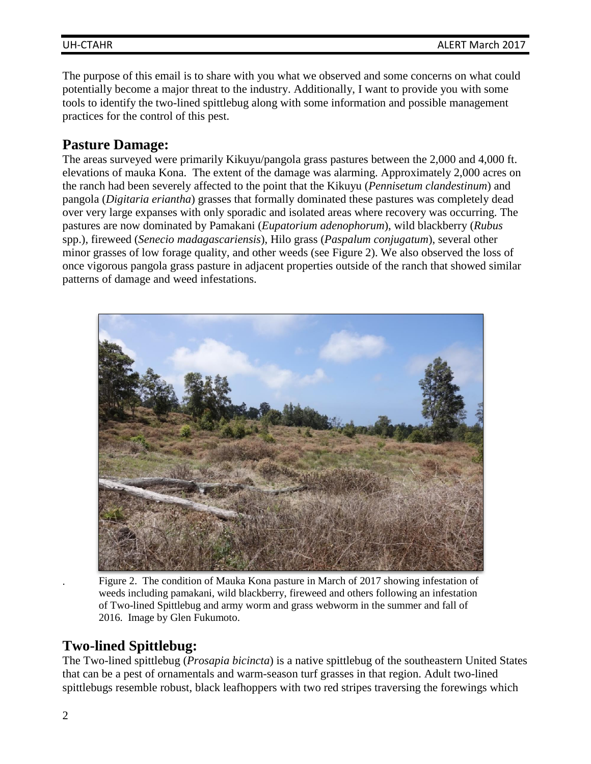The purpose of this email is to share with you what we observed and some concerns on what could potentially become a major threat to the industry. Additionally, I want to provide you with some tools to identify the two-lined spittlebug along with some information and possible management practices for the control of this pest.

## Pasture Damage:

The areas surveyed were primarily Kikuyu/pangola grass pastures between the 2,000 and 4,000 ft. elevations of mauka Kona. The extent of the damage was alarming. Approximately 2,000 acres on the ranch had been severely affected to the point that the Kikuyu (*Pennisetum clandestinum*) and pangola (*Digitaria eriantha*) grasses that formally dominated these pastures was completely dead over very large expanses with only sporadic and isolated areas where recovery was occurring. The pastures are now dominated by Pamakani (*Eupatorium adenophorum*), wild blackberry (*Rubus* spp.), fireweed (*Senecio madagascariensis*), Hilo grass (*Paspalum conjugatum*), several other minor grasses of low forage quality, and other weeds (see Figure 2). We also observed the loss of once vigorous pangola grass pasture in adjacent properties outside of the ranch that showed similar patterns of damage and weed infestations.

Figure 2. The condition of Mauka Kona pasture in March of 2017 showing infestation of weeds including pamakani, wild blackberry, fireweed and others following an infestation of Two-lined Spittlebug and army worm and grass webworm in the summer and fall of 2016. Image by Glen Fukumoto.

## Two-lined Spittlebug:

The Two-lined spittlebug (*Prosapia bicincta*) is a native spittlebug of the southeastern United States that can be a pest of ornamentals and warm-season turf grasses in that region. Adult two-lined spittlebugs resemble robust, black leafhoppers with two red stripes traversing the forewings which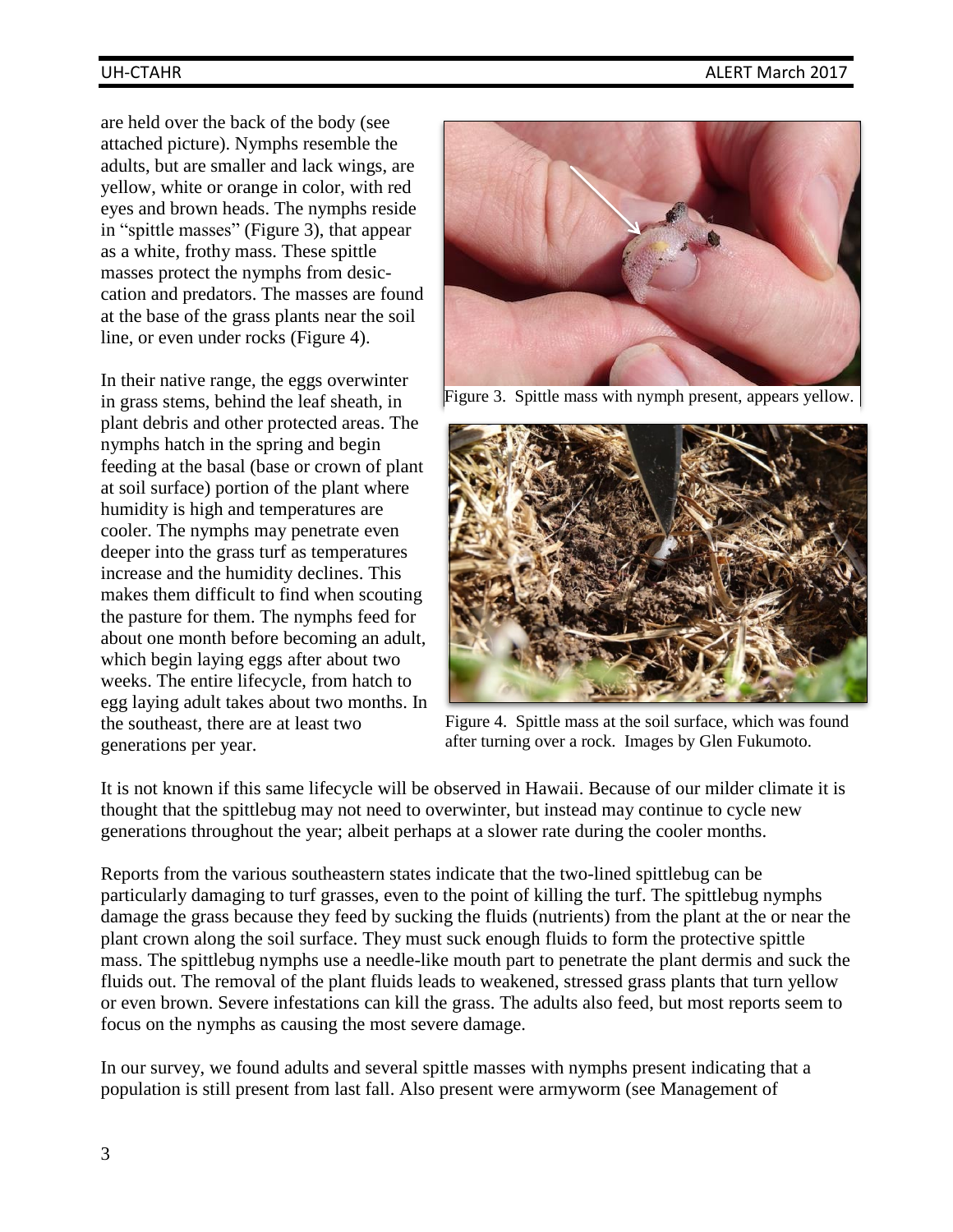are held over the back of the body (see attached picture). Nymphs resemble the adults, but are smaller and lack wings, are yellow, white or orange in color, with red eyes and brown heads. The nymphs reside in "spittle masses" (Figure 3), that appear as a white, frothy mass. These spittle masses protect the nymphs from desiccation and predators. The masses are found at the base of the grass plants near the soil line, or even under rocks (Figure 4).

In their native range, the eggs overwinter in grass stems, behind the leaf sheath, in plant debris and other protected areas. The nymphs hatch in the spring and begin feeding at the basal (base or crown of plant at soil surface) portion of the plant where humidity is high and temperatures are cooler. The nymphs may penetrate even deeper into the grass turf as temperatures increase and the humidity declines. This makes them difficult to find when scouting the pasture for them. The nymphs feed for about one month before becoming an adult, which begin laying eggs after about two weeks. The entire lifecycle, from hatch to egg laying adult takes about two months. In the southeast, there are at least two generations per year.

Figure 3. Spittle mass with nymph present, appears yellow.

Figure 4. Spittle mass at the soil surface, which was found after turning over a rock. Images by Glen Fukumoto.

It is not known if this same lifecycle will be observed in Hawaii. Because of our milder climate it is thought that the spittlebug may not need to overwinter, but instead may continue to cycle new generations throughout the year; albeit perhaps at a slower rate during the cooler months.

Reports from the various southeastern states indicate that the two-lined spittlebug can be particularly damaging to turf grasses, even to the point of killing the turf. The spittlebug nymphs damage the grass because they feed by sucking the fluids (nutrients) from the plant at the or near the plant crown along the soil surface. They must suck enough fluids to form the protective spittle mass. The spittlebug nymphs use a needle-like mouth part to penetrate the plant dermis and suck the fluids out. The removal of the plant fluids leads to weakened, stressed grass plants that turn yellow or even brown. Severe infestations can kill the grass. The adults also feed, but most reports seem to focus on the nymphs as causing the most severe damage.

In our survey, we found adults and several spittle masses with nymphs present indicating that a population is still present from last fall. Also present were armyworm (see Management of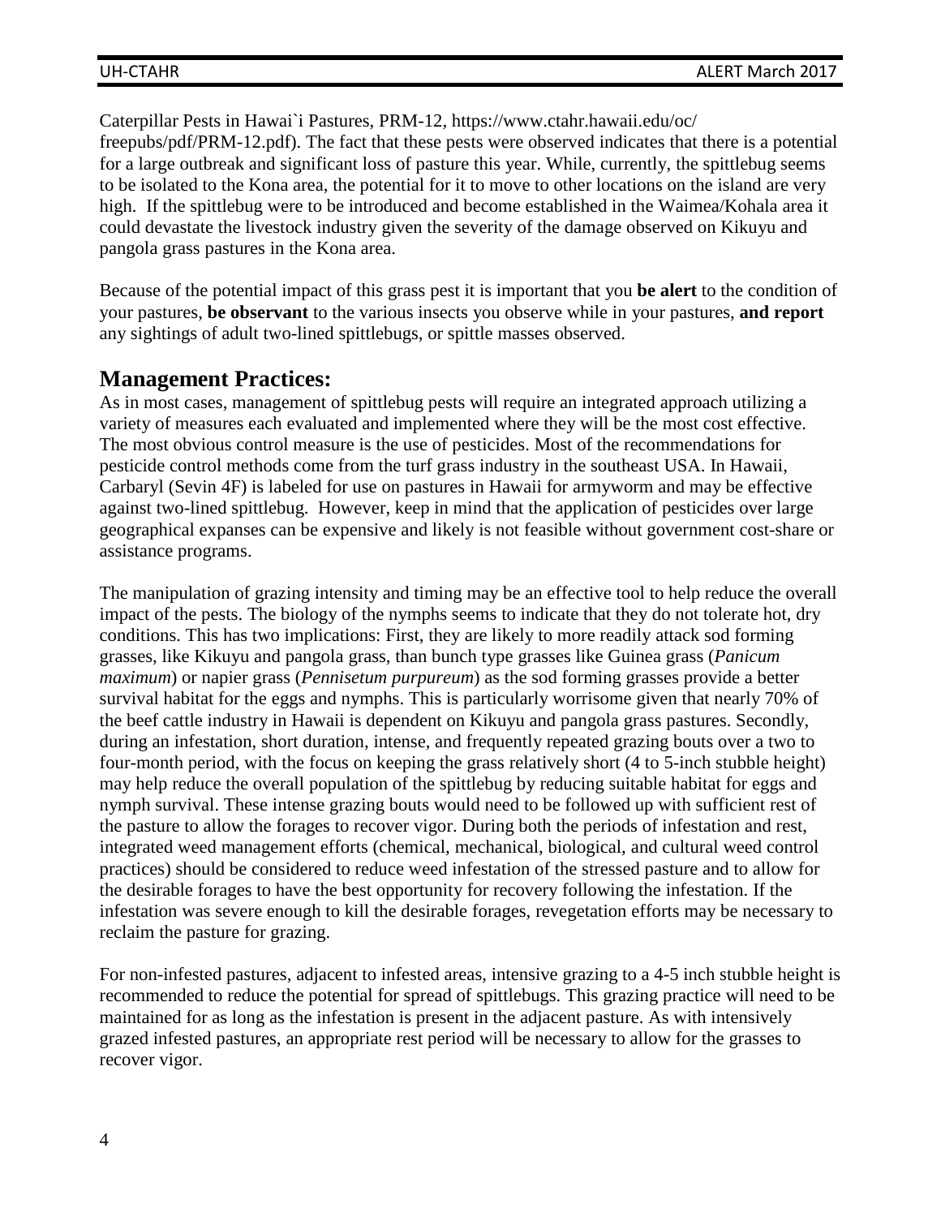Caterpillar Pests in Hawai`i Pastures, PRM-12, https://www.ctahr.hawaii.edu/oc/freepubs/pdf/PRM-12.pdf). The fact that these pests were observed indicates that there is a potential for a large outbreak and significant loss of pasture this year. While, currently, the spittlebug seems to be isolated to the Kona area, the potential for it to move to other locations on the island are very high. If the spittlebug were to be introduced and become established in the Waimea/Kohala area it could devastate the livestock industry given the severity of the damage observed on Kikuyu and pangola grass pastures in the Kona area.

Because of the potential impact of this grass pest it is important that you **be alert** to the condition of your pastures, **be observant** to the various insects you observe while in your pastures, **and report** any sightings of adult two-lined spittlebugs, or spittle masses observed.

## Management Practices:

As in most cases, management of spittlebug pests will require an integrated approach utilizing a variety of measures each evaluated and implemented where they will be the most cost effective. The most obvious control measure is the use of pesticides. Most of the recommendations for pesticide control methods come from the turf grass industry in the southeast USA. In Hawaii, Carbaryl (Sevin 4F) is labeled for use on pastures in Hawaii for armyworm and may be effective against two-lined spittlebug. However, keep in mind that the application of pesticides over large geographical expanses can be expensive and likely is not feasible without government cost-share or assistance programs.

The manipulation of grazing intensity and timing may be an effective tool to help reduce the overall impact of the pests. The biology of the nymphs seems to indicate that they do not tolerate hot, dry conditions. This has two implications: First, they are likely to more readily attack sod forming grasses, like Kikuyu and pangola grass, than bunch type grasses like Guinea grass (*Panicum maximum*) or napier grass (*Pennisetum purpureum*) as the sod forming grasses provide a better survival habitat for the eggs and nymphs. This is particularly worrisome given that nearly 70% of the beef cattle industry in Hawaii is dependent on Kikuyu and pangola grass pastures. Secondly, during an infestation, short duration, intense, and frequently repeated grazing bouts over a two to four-month period, with the focus on keeping the grass relatively short (4 to 5-inch stubble height) may help reduce the overall population of the spittlebug by reducing suitable habitat for eggs and nymph survival. These intense grazing bouts would need to be followed up with sufficient rest of the pasture to allow the forages to recover vigor. During both the periods of infestation and rest, integrated weed management efforts (chemical, mechanical, biological, and cultural weed control practices) should be considered to reduce weed infestation of the stressed pasture and to allow for the desirable forages to have the best opportunity for recovery following the infestation. If the infestation was severe enough to kill the desirable forages, revegetation efforts may be necessary to reclaim the pasture for grazing.

For non-infested pastures, adjacent to infested areas, intensive grazing to a 4-5 inch stubble height is recommended to reduce the potential for spread of spittlebugs. This grazing practice will need to be maintained for as long as the infestation is present in the adjacent pasture. As with intensively grazed infested pastures, an appropriate rest period will be necessary to allow for the grasses to recover vigor.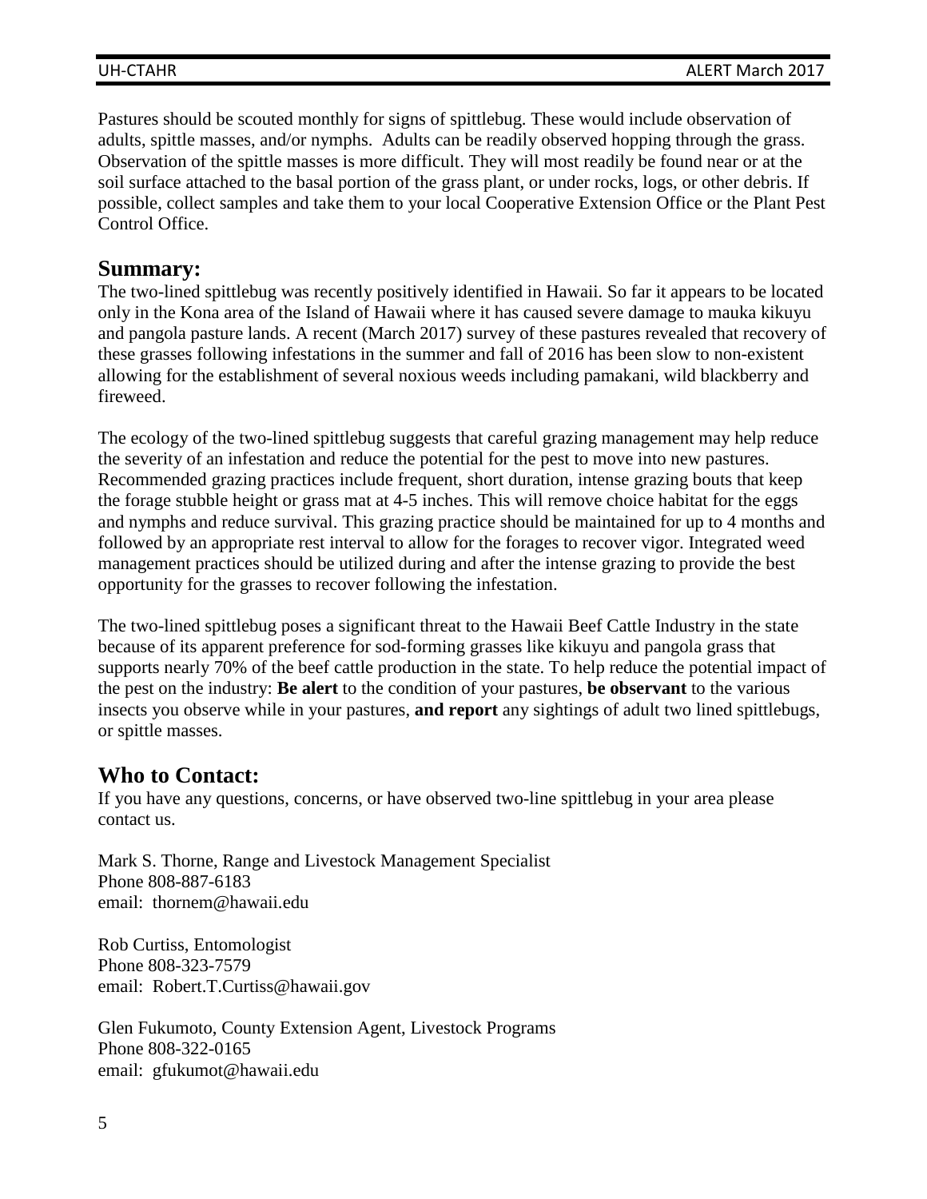Pastures should be scouted monthly for signs of spittlebug. These would include observation of adults, spittle masses, and/or nymphs. Adults can be readily observed hopping through the grass. Observation of the spittle masses is more difficult. They will most readily be found near or at the soil surface attached to the basal portion of the grass plant, or under rocks, logs, or other debris. If possible, collect samples and take them to your local Cooperative Extension Office or the Plant Pest Control Office.

## Summary:

The two-lined spittlebug was recently positively identified in Hawaii. So far it appears to be located only in the Kona area of the Island of Hawaii where it has caused severe damage to mauka kikuyu and pangola pasture lands. A recent (March 2017) survey of these pastures revealed that recovery of these grasses following infestations in the summer and fall of 2016 has been slow to non-existent allowing for the establishment of several noxious weeds including pamakani, wild blackberry and fireweed.

The ecology of the two-lined spittlebug suggests that careful grazing management may help reduce the severity of an infestation and reduce the potential for the pest to move into new pastures. Recommended grazing practices include frequent, short duration, intense grazing bouts that keep the forage stubble height or grass mat at 4-5 inches. This will remove choice habitat for the eggs and nymphs and reduce survival. This grazing practice should be maintained for up to 4 months and followed by an appropriate rest interval to allow for the forages to recover vigor. Integrated weed management practices should be utilized during and after the intense grazing to provide the best opportunity for the grasses to recover following the infestation.

The two-lined spittlebug poses a significant threat to the Hawaii Beef Cattle Industry in the state because of its apparent preference for sod-forming grasses like kikuyu and pangola grass that supports nearly 70% of the beef cattle production in the state. To help reduce the potential impact of the pest on the industry: **Be alert** to the condition of your pastures, **be observant** to the various insects you observe while in your pastures, **and report** any sightings of adult two lined spittlebugs, or spittle masses.

## Who to Contact:

If you have any questions, concerns, or have observed two-line spittlebug in your area please contact us.

Mark S. Thorne, Range and Livestock Management Specialist
Phone 808-887-6183
email: thornem@hawaii.edu

Rob Curtiss, Entomologist
Phone 808-323-7579
email: Robert.T.Curtiss@hawaii.gov

Glen Fukumoto, County Extension Agent, Livestock Programs
Phone 808-322-0165
email: gfukumot@hawaii.edu